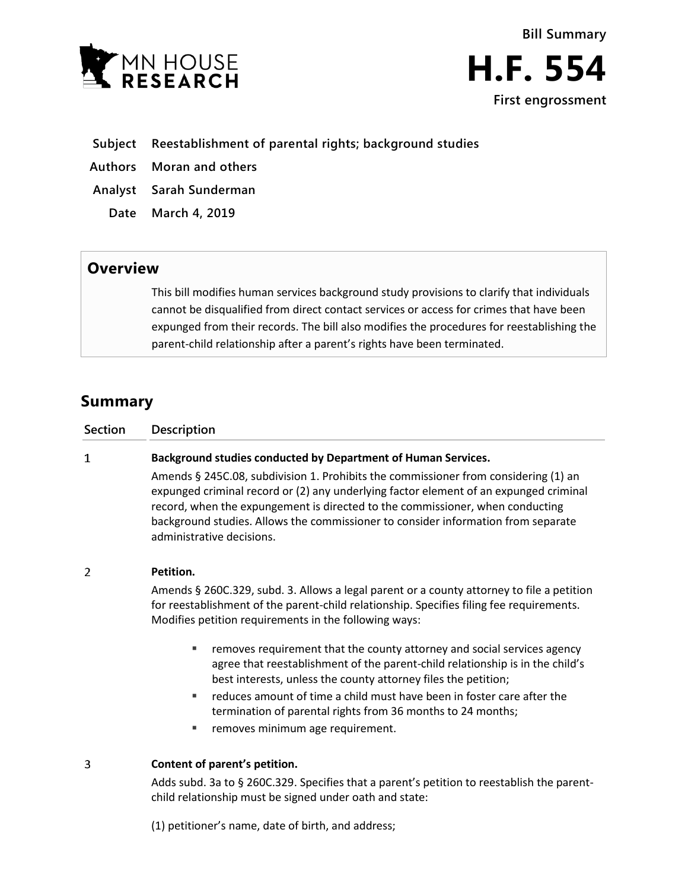Bill Summary

# H.F. 554

**First engrossment**

| | |
|---|---|
| **Subject** | **Reestablishment of parental rights; background studies** |
| **Authors** | **Moran and others** |
| **Analyst** | **Sarah Sunderman** |
| **Date** | **March 4, 2019** |

## Overview

This bill modifies human services background study provisions to clarify that individuals cannot be disqualified from direct contact services or access for crimes that have been expunged from their records. The bill also modifies the procedures for reestablishing the parent-child relationship after a parent's rights have been terminated.

## Summary

| Section | Description |
|---|---|
| 1 | **Background studies conducted by Department of Human Services.**<br>Amends § 245C.08, subdivision 1. Prohibits the commissioner from considering (1) an expunged criminal record or (2) any underlying factor element of an expunged criminal record, when the expungement is directed to the commissioner, when conducting background studies. Allows the commissioner to consider information from separate administrative decisions. |
| 2 | **Petition.**<br>Amends § 260C.329, subd. 3. Allows a legal parent or a county attorney to file a petition for reestablishment of the parent-child relationship. Specifies filing fee requirements. Modifies petition requirements in the following ways:<br>▪ removes requirement that the county attorney and social services agency agree that reestablishment of the parent-child relationship is in the child's best interests, unless the county attorney files the petition;<br>▪ reduces amount of time a child must have been in foster care after the termination of parental rights from 36 months to 24 months;<br>▪ removes minimum age requirement. |
| 3 | **Content of parent's petition.**<br>Adds subd. 3a to § 260C.329. Specifies that a parent's petition to reestablish the parent-child relationship must be signed under oath and state:<br>(1) petitioner's name, date of birth, and address; |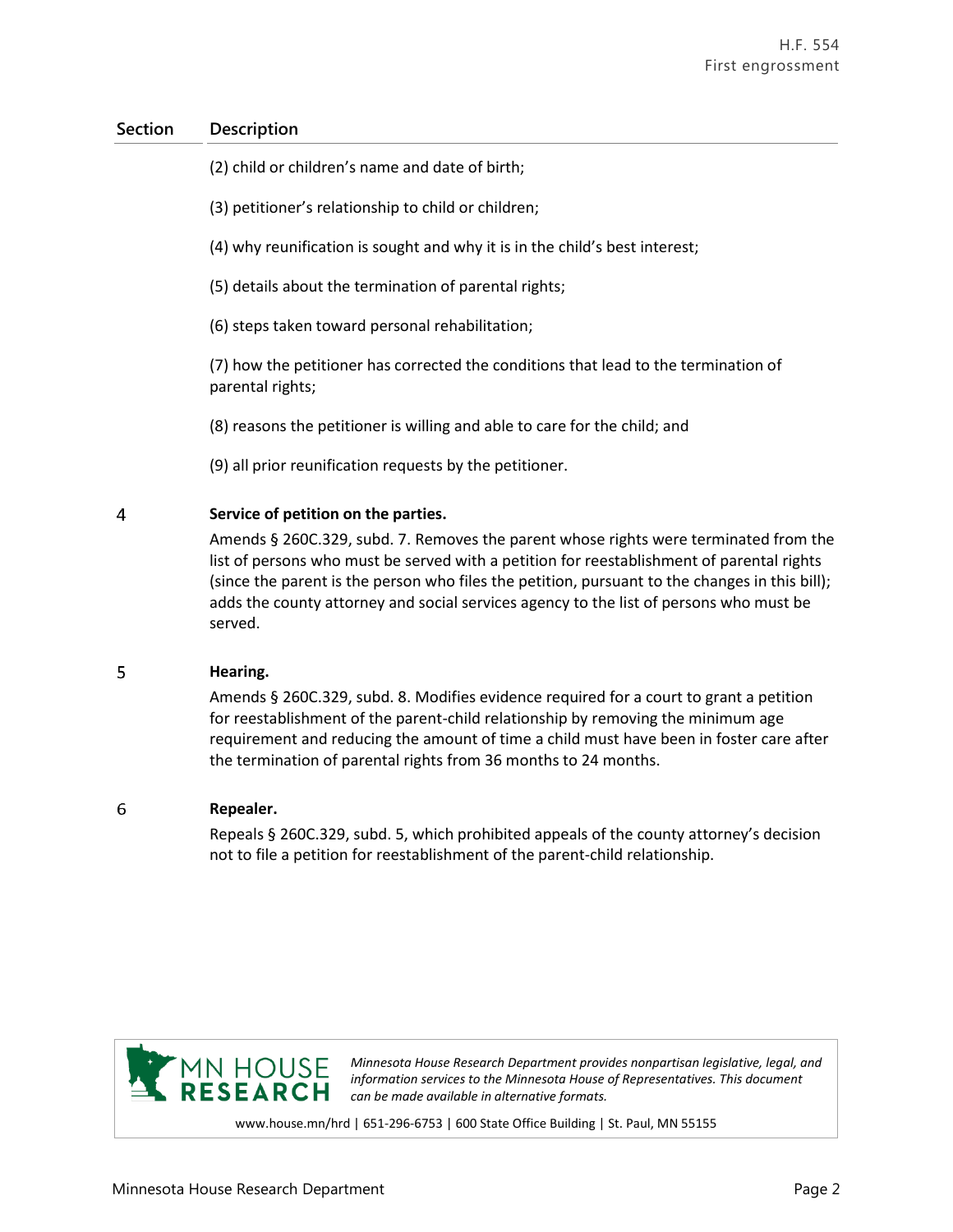| Section | Description |
|---|---|
| | (2) child or children's name and date of birth; |
| | (3) petitioner's relationship to child or children; |
| | (4) why reunification is sought and why it is in the child's best interest; |
| | (5) details about the termination of parental rights; |
| | (6) steps taken toward personal rehabilitation; |
| | (7) how the petitioner has corrected the conditions that lead to the termination of parental rights; |
| | (8) reasons the petitioner is willing and able to care for the child; and |
| | (9) all prior reunification requests by the petitioner. |
| 4 | **Service of petition on the parties.** Amends § 260C.329, subd. 7. Removes the parent whose rights were terminated from the list of persons who must be served with a petition for reestablishment of parental rights (since the parent is the person who files the petition, pursuant to the changes in this bill); adds the county attorney and social services agency to the list of persons who must be served. |
| 5 | **Hearing.** Amends § 260C.329, subd. 8. Modifies evidence required for a court to grant a petition for reestablishment of the parent-child relationship by removing the minimum age requirement and reducing the amount of time a child must have been in foster care after the termination of parental rights from 36 months to 24 months. |
| 6 | **Repealer.** Repeals § 260C.329, subd. 5, which prohibited appeals of the county attorney's decision not to file a petition for reestablishment of the parent-child relationship. |

MN HOUSE RESEARCH

*Minnesota House Research Department provides nonpartisan legislative, legal, and information services to the Minnesota House of Representatives. This document can be made available in alternative formats.*

www.house.mn/hrd | 651-296-6753 | 600 State Office Building | St. Paul, MN 55155